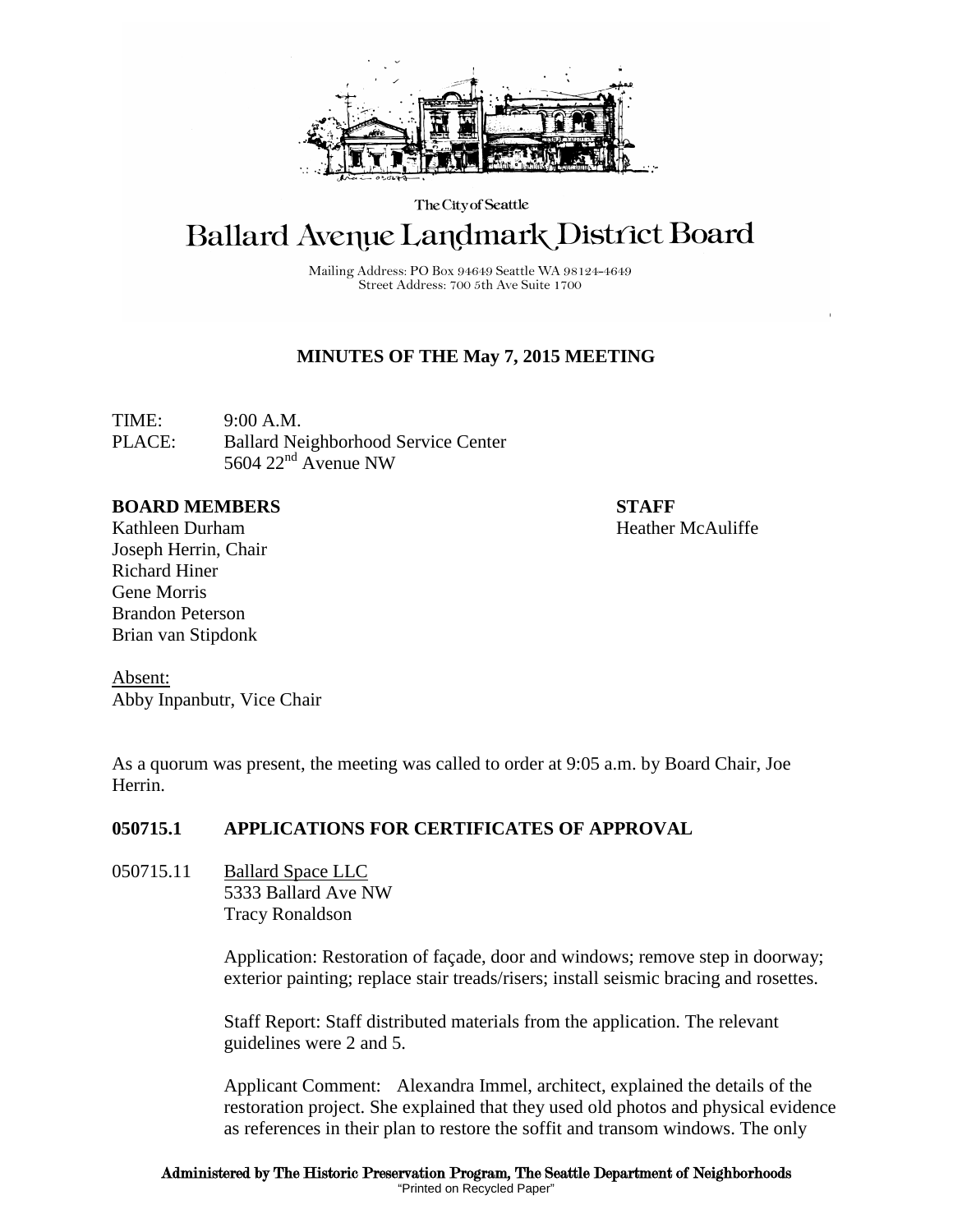The City of Seattle

# Ballard Avenue Landmark District Board

Mailing Address: PO Box 94649 Seattle WA 98124-4649
Street Address: 700 5th Ave Suite 1700

## MINUTES OF THE May 7, 2015 MEETING

TIME: 9:00 A.M.
PLACE: Ballard Neighborhood Service Center
5604 22nd Avenue NW

**BOARD MEMBERS**
Kathleen Durham
Joseph Herrin, Chair
Richard Hiner
Gene Morris
Brandon Peterson
Brian van Stipdonk

**STAFF**
Heather McAuliffe

Absent:
Abby Inpanbutr, Vice Chair

As a quorum was present, the meeting was called to order at 9:05 a.m. by Board Chair, Joe Herrin.

### 050715.1 APPLICATIONS FOR CERTIFICATES OF APPROVAL

050715.11 Ballard Space LLC
5333 Ballard Ave NW
Tracy Ronaldson

Application: Restoration of façade, door and windows; remove step in doorway; exterior painting; replace stair treads/risers; install seismic bracing and rosettes.

Staff Report: Staff distributed materials from the application. The relevant guidelines were 2 and 5.

Applicant Comment: Alexandra Immel, architect, explained the details of the restoration project. She explained that they used old photos and physical evidence as references in their plan to restore the soffit and transom windows. The only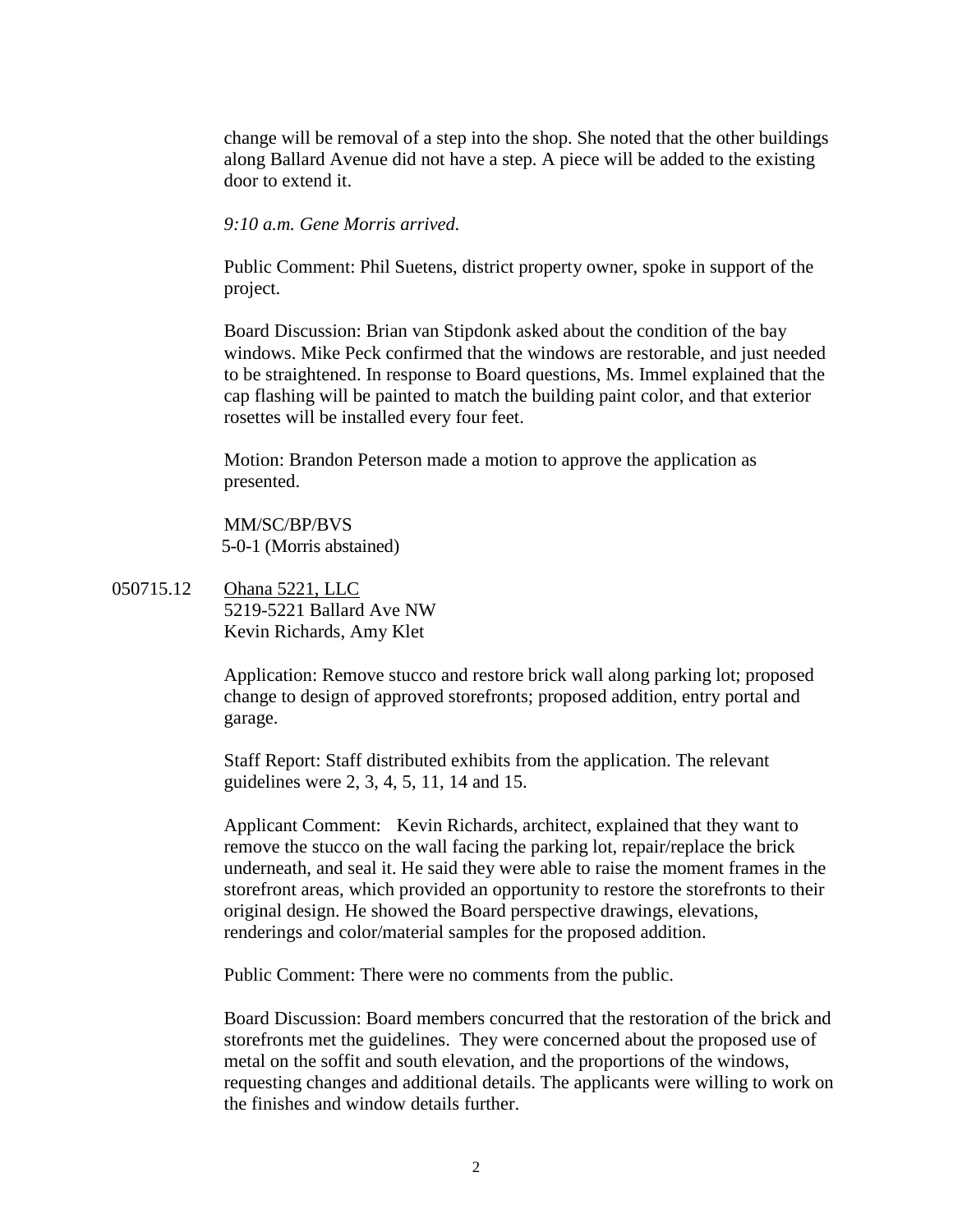change will be removal of a step into the shop. She noted that the other buildings along Ballard Avenue did not have a step. A piece will be added to the existing door to extend it.

*9:10 a.m. Gene Morris arrived.*

Public Comment: Phil Suetens, district property owner, spoke in support of the project.

Board Discussion: Brian van Stipdonk asked about the condition of the bay windows. Mike Peck confirmed that the windows are restorable, and just needed to be straightened. In response to Board questions, Ms. Immel explained that the cap flashing will be painted to match the building paint color, and that exterior rosettes will be installed every four feet.

Motion: Brandon Peterson made a motion to approve the application as presented.

MM/SC/BP/BVS
5-0-1 (Morris abstained)

050715.12 <u>Ohana 5221, LLC</u>
5219-5221 Ballard Ave NW
Kevin Richards, Amy Klet

Application: Remove stucco and restore brick wall along parking lot; proposed change to design of approved storefronts; proposed addition, entry portal and garage.

Staff Report: Staff distributed exhibits from the application. The relevant guidelines were 2, 3, 4, 5, 11, 14 and 15.

Applicant Comment: Kevin Richards, architect, explained that they want to remove the stucco on the wall facing the parking lot, repair/replace the brick underneath, and seal it. He said they were able to raise the moment frames in the storefront areas, which provided an opportunity to restore the storefronts to their original design. He showed the Board perspective drawings, elevations, renderings and color/material samples for the proposed addition.

Public Comment: There were no comments from the public.

Board Discussion: Board members concurred that the restoration of the brick and storefronts met the guidelines. They were concerned about the proposed use of metal on the soffit and south elevation, and the proportions of the windows, requesting changes and additional details. The applicants were willing to work on the finishes and window details further.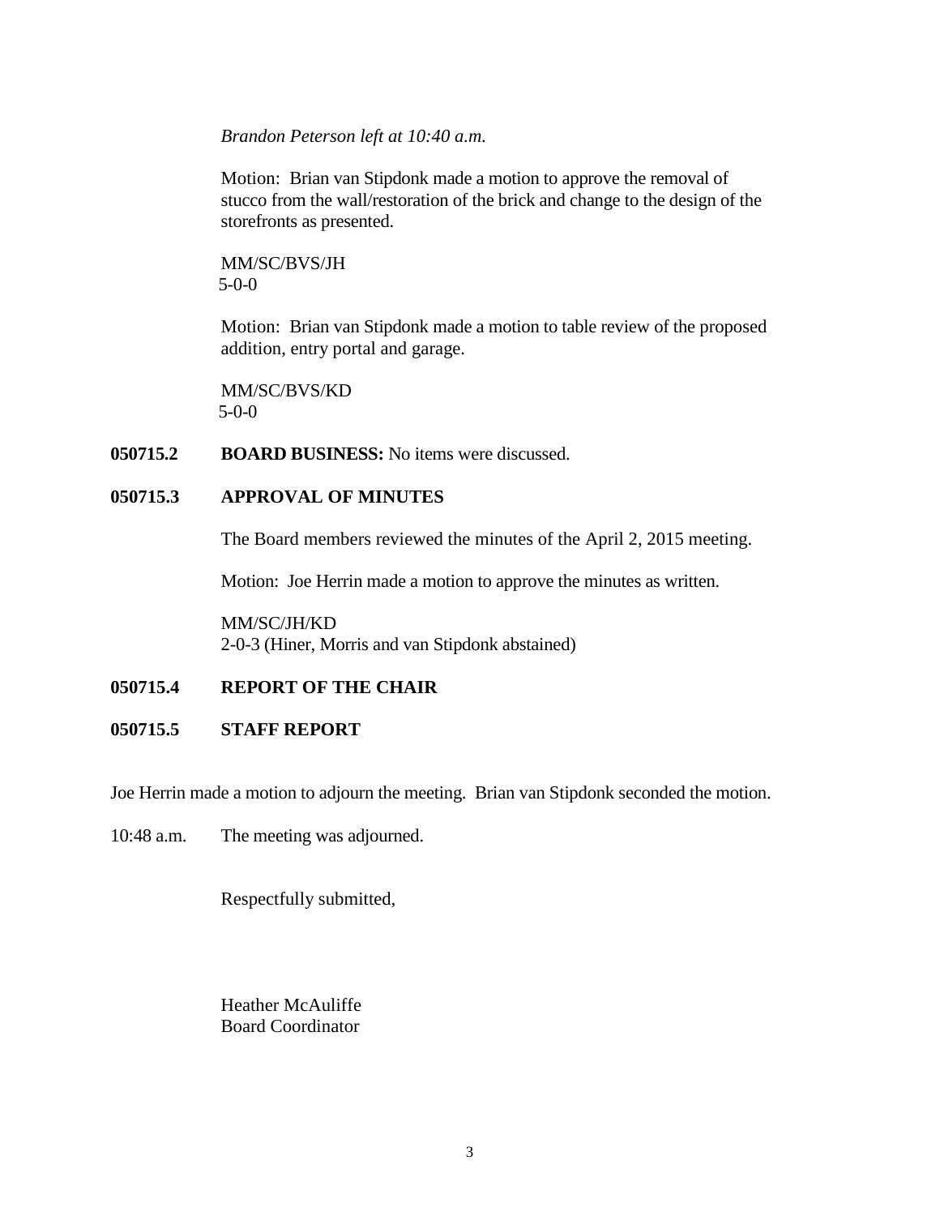*Brandon Peterson left at 10:40 a.m.*

Motion: Brian van Stipdonk made a motion to approve the removal of stucco from the wall/restoration of the brick and change to the design of the storefronts as presented.

MM/SC/BVS/JH
5-0-0

Motion: Brian van Stipdonk made a motion to table review of the proposed addition, entry portal and garage.

MM/SC/BVS/KD
5-0-0

**050715.2 BOARD BUSINESS:** No items were discussed.

**050715.3 APPROVAL OF MINUTES**

The Board members reviewed the minutes of the April 2, 2015 meeting.

Motion: Joe Herrin made a motion to approve the minutes as written.

MM/SC/JH/KD
2-0-3 (Hiner, Morris and van Stipdonk abstained)

**050715.4 REPORT OF THE CHAIR**

**050715.5 STAFF REPORT**

Joe Herrin made a motion to adjourn the meeting. Brian van Stipdonk seconded the motion.

10:48 a.m. The meeting was adjourned.

Respectfully submitted,

Heather McAuliffe
Board Coordinator